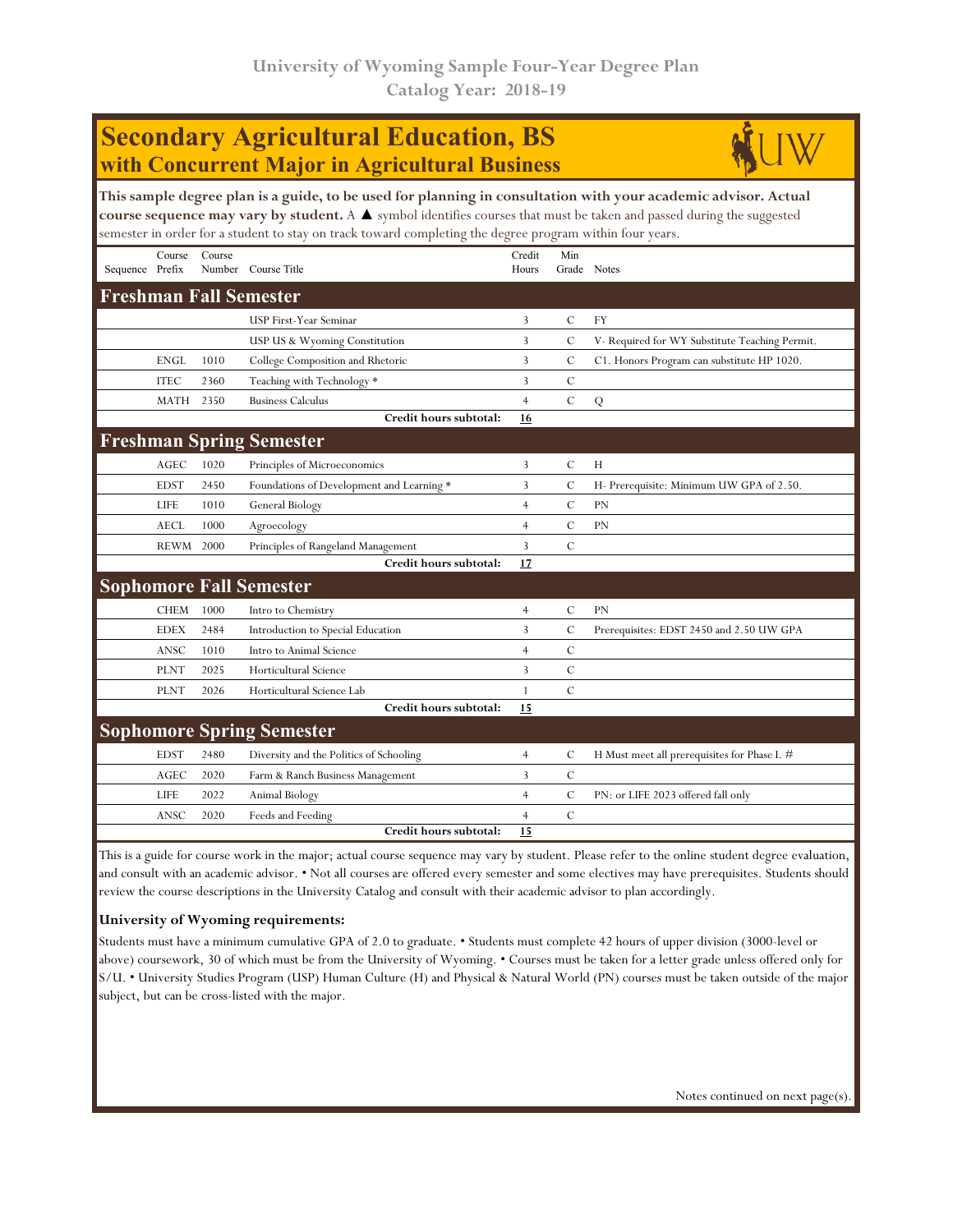University of Wyoming Sample Four-Year Degree Plan
Catalog Year: 2018-19

# Secondary Agricultural Education, BS
## with Concurrent Major in Agricultural Business

**This sample degree plan is a guide, to be used for planning in consultation with your academic advisor. Actual course sequence may vary by student.** A ▲ symbol identifies courses that must be taken and passed during the suggested semester in order for a student to stay on track toward completing the degree program within four years.

| Sequence | Course Prefix | Course Number | Course Title | Credit Hours | Min Grade | Notes |
|---|---|---|---|---|---|---|
| **Freshman Fall Semester** | | | | | | |
| | | | USP First-Year Seminar | 3 | C | FY |
| | | | USP US & Wyoming Constitution | 3 | C | V- Required for WY Substitute Teaching Permit. |
| | ENGL | 1010 | College Composition and Rhetoric | 3 | C | C1. Honors Program can substitute HP 1020. |
| | ITEC | 2360 | Teaching with Technology * | 3 | C | |
| | MATH | 2350 | Business Calculus | 4 | C | Q |
| | | | **Credit hours subtotal:** | **16** | | |
| **Freshman Spring Semester** | | | | | | |
| | AGEC | 1020 | Principles of Microeconomics | 3 | C | H |
| | EDST | 2450 | Foundations of Development and Learning * | 3 | C | H- Prerequisite: Minimum UW GPA of 2.50. |
| | LIFE | 1010 | General Biology | 4 | C | PN |
| | AECL | 1000 | Agroecology | 4 | C | PN |
| | REWM | 2000 | Principles of Rangeland Management | 3 | C | |
| | | | **Credit hours subtotal:** | **17** | | |
| **Sophomore Fall Semester** | | | | | | |
| | CHEM | 1000 | Intro to Chemistry | 4 | C | PN |
| | EDEX | 2484 | Introduction to Special Education | 3 | C | Prerequisites: EDST 2450 and 2.50 UW GPA |
| | ANSC | 1010 | Intro to Animal Science | 4 | C | |
| | PLNT | 2025 | Horticultural Science | 3 | C | |
| | PLNT | 2026 | Horticultural Science Lab | 1 | C | |
| | | | **Credit hours subtotal:** | **15** | | |
| **Sophomore Spring Semester** | | | | | | |
| | EDST | 2480 | Diversity and the Politics of Schooling | 4 | C | H Must meet all prerequisites for Phase I. # |
| | AGEC | 2020 | Farm & Ranch Business Management | 3 | C | |
| | LIFE | 2022 | Animal Biology | 4 | C | PN: or LIFE 2023 offered fall only |
| | ANSC | 2020 | Feeds and Feeding | 4 | C | |
| | | | **Credit hours subtotal:** | **15** | | |

This is a guide for course work in the major; actual course sequence may vary by student. Please refer to the online student degree evaluation, and consult with an academic advisor. • Not all courses are offered every semester and some electives may have prerequisites. Students should review the course descriptions in the University Catalog and consult with their academic advisor to plan accordingly.

**University of Wyoming requirements:**

Students must have a minimum cumulative GPA of 2.0 to graduate. • Students must complete 42 hours of upper division (3000-level or above) coursework, 30 of which must be from the University of Wyoming. • Courses must be taken for a letter grade unless offered only for S/U. • University Studies Program (USP) Human Culture (H) and Physical & Natural World (PN) courses must be taken outside of the major subject, but can be cross-listed with the major.

Notes continued on next page(s).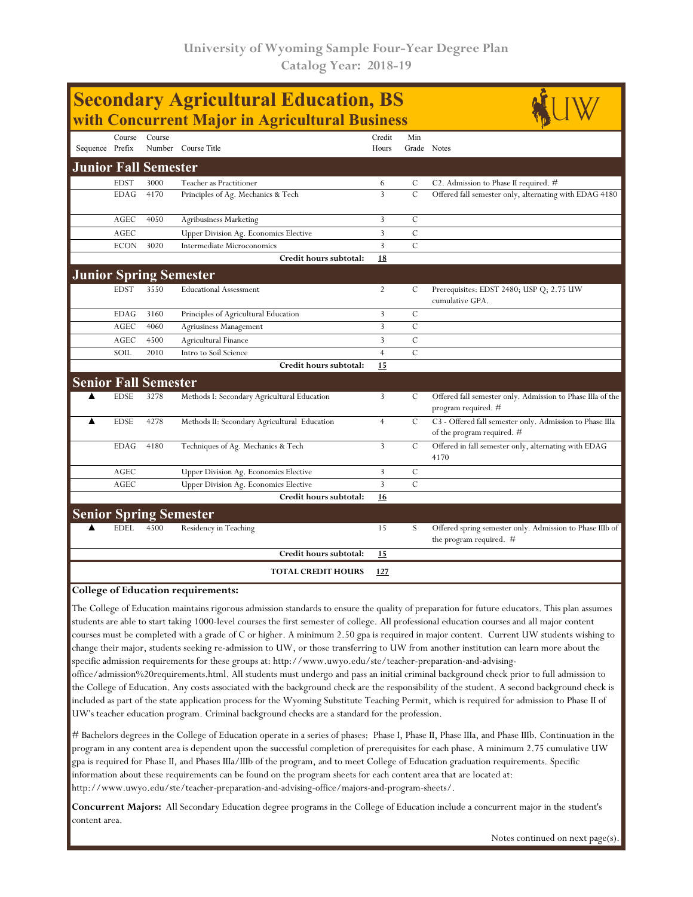# University of Wyoming Sample Four-Year Degree Plan
## Catalog Year: 2018-19

# Secondary Agricultural Education, BS
## with Concurrent Major in Agricultural Business

| Sequence | Course Prefix | Course Number | Course Title | Credit Hours | Min Grade | Notes |
|---|---|---|---|---|---|---|
| **Junior Fall Semester** | | | | | | |
| | EDST | 3000 | Teacher as Practitioner | 6 | C | C2. Admission to Phase II required. # |
| | EDAG | 4170 | Principles of Ag. Mechanics & Tech | 3 | C | Offered fall semester only, alternating with EDAG 4180 |
| | AGEC | 4050 | Agribusiness Marketing | 3 | C | |
| | AGEC | | Upper Division Ag. Economics Elective | 3 | C | |
| | ECON | 3020 | Intermediate Microconomics | 3 | C | |
| | | | **Credit hours subtotal:** | **18** | | |
| **Junior Spring Semester** | | | | | | |
| | EDST | 3550 | Educational Assessment | 2 | C | Prerequisites: EDST 2480; USP Q; 2.75 UW cumulative GPA. |
| | EDAG | 3160 | Principles of Agricultural Education | 3 | C | |
| | AGEC | 4060 | Agriusiness Management | 3 | C | |
| | AGEC | 4500 | Agricultural Finance | 3 | C | |
| | SOIL | 2010 | Intro to Soil Science | 4 | C | |
| | | | **Credit hours subtotal:** | **15** | | |
| **Senior Fall Semester** | | | | | | |
| ▲ | EDSE | 3278 | Methods I: Secondary Agricultural Education | 3 | C | Offered fall semester only. Admission to Phase IIIa of the program required. # |
| ▲ | EDSE | 4278 | Methods II: Secondary Agricultural Education | 4 | C | C3 - Offered fall semester only. Admission to Phase IIIa of the program required. # |
| | EDAG | 4180 | Techniques of Ag. Mechanics & Tech | 3 | C | Offered in fall semester only, alternating with EDAG 4170 |
| | AGEC | | Upper Division Ag. Economics Elective | 3 | C | |
| | AGEC | | Upper Division Ag. Economics Elective | 3 | C | |
| | | | **Credit hours subtotal:** | **16** | | |
| **Senior Spring Semester** | | | | | | |
| ▲ | EDEL | 4500 | Residency in Teaching | 15 | S | Offered spring semester only. Admission to Phase IIIb of the program required. # |
| | | | **Credit hours subtotal:** | **15** | | |
| | | | **TOTAL CREDIT HOURS** | **127** | | |

**College of Education requirements:**

The College of Education maintains rigorous admission standards to ensure the quality of preparation for future educators. This plan assumes students are able to start taking 1000-level courses the first semester of college. All professional education courses and all major content courses must be completed with a grade of C or higher. A minimum 2.50 gpa is required in major content. Current UW students wishing to change their major, students seeking re-admission to UW, or those transferring to UW from another institution can learn more about the specific admission requirements for these groups at: http://www.uwyo.edu/ste/teacher-preparation-and-advising-office/admission%20requirements.html. All students must undergo and pass an initial criminal background check prior to full admission to the College of Education. Any costs associated with the background check are the responsibility of the student. A second background check is included as part of the state application process for the Wyoming Substitute Teaching Permit, which is required for admission to Phase II of UW's teacher education program. Criminal background checks are a standard for the profession.

# Bachelors degrees in the College of Education operate in a series of phases: Phase I, Phase II, Phase IIIa, and Phase IIIb. Continuation in the program in any content area is dependent upon the successful completion of prerequisites for each phase. A minimum 2.75 cumulative UW gpa is required for Phase II, and Phases IIIa/IIIb of the program, and to meet College of Education graduation requirements. Specific information about these requirements can be found on the program sheets for each content area that are located at: http://www.uwyo.edu/ste/teacher-preparation-and-advising-office/majors-and-program-sheets/.

**Concurrent Majors:** All Secondary Education degree programs in the College of Education include a concurrent major in the student's content area.

Notes continued on next page(s).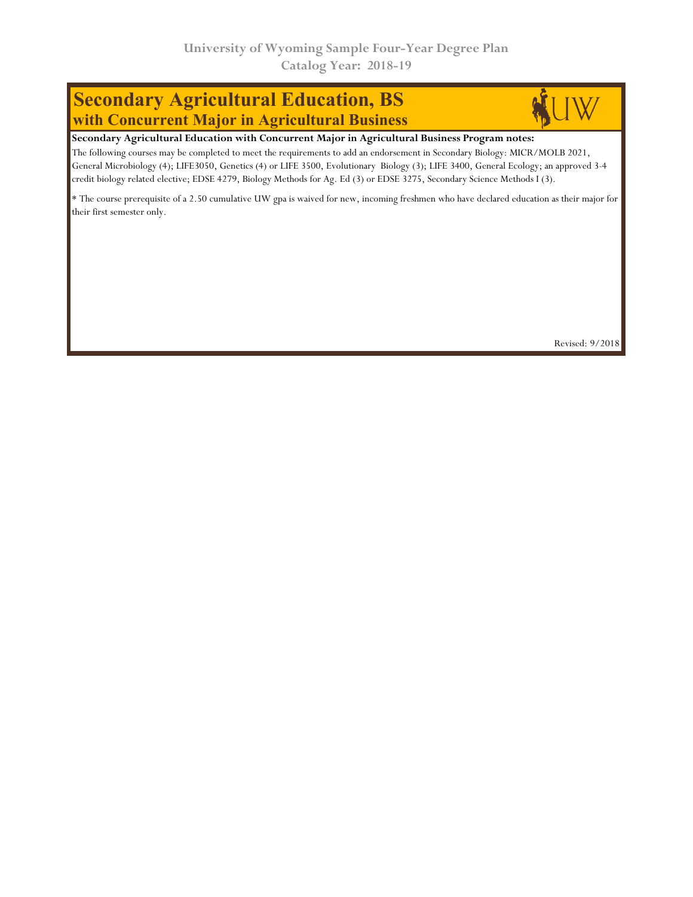University of Wyoming Sample Four-Year Degree Plan
Catalog Year: 2018-19

# Secondary Agricultural Education, BS
## with Concurrent Major in Agricultural Business

**Secondary Agricultural Education with Concurrent Major in Agricultural Business Program notes:**

The following courses may be completed to meet the requirements to add an endorsement in Secondary Biology: MICR/MOLB 2021, General Microbiology (4); LIFE3050, Genetics (4) or LIFE 3500, Evolutionary Biology (3); LIFE 3400, General Ecology; an approved 3-4 credit biology related elective; EDSE 4279, Biology Methods for Ag. Ed (3) or EDSE 3275, Secondary Science Methods I (3).

* The course prerequisite of a 2.50 cumulative UW gpa is waived for new, incoming freshmen who have declared education as their major for their first semester only.

Revised: 9/2018